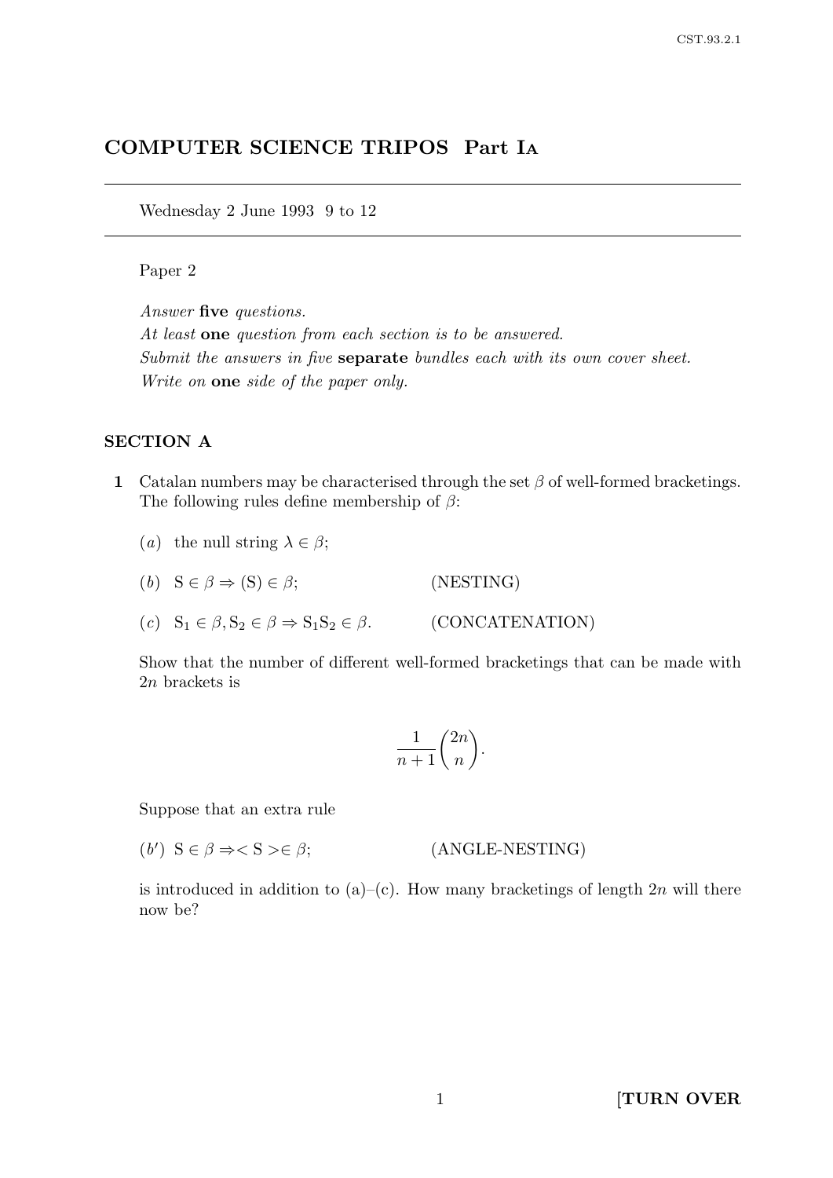# COMPUTER SCIENCE TRIPOS Part IA

Wednesday 2 June 1993 9 to 12

Paper 2

*Answer* **five** *questions.*
*At least* **one** *question from each section is to be answered.*
*Submit the answers in five* **separate** *bundles each with its own cover sheet.*
*Write on* **one** *side of the paper only.*

## SECTION A

**1** Catalan numbers may be characterised through the set $\beta$ of well-formed bracketings. The following rules define membership of $\beta$:

(*a*) the null string $\lambda \in \beta$;

(*b*) $\mathrm{S} \in \beta \Rightarrow (\mathrm{S}) \in \beta$; (NESTING)

(*c*) $\mathrm{S}_1 \in \beta, \mathrm{S}_2 \in \beta \Rightarrow \mathrm{S}_1\mathrm{S}_2 \in \beta$. (CONCATENATION)

Show that the number of different well-formed bracketings that can be made with $2n$ brackets is

$$\frac{1}{n+1}\binom{2n}{n}.$$

Suppose that an extra rule

($b'$) $\mathrm{S} \in \beta \Rightarrow < \mathrm{S} > \in \beta$; (ANGLE-NESTING)

is introduced in addition to (a)–(c). How many bracketings of length $2n$ will there now be?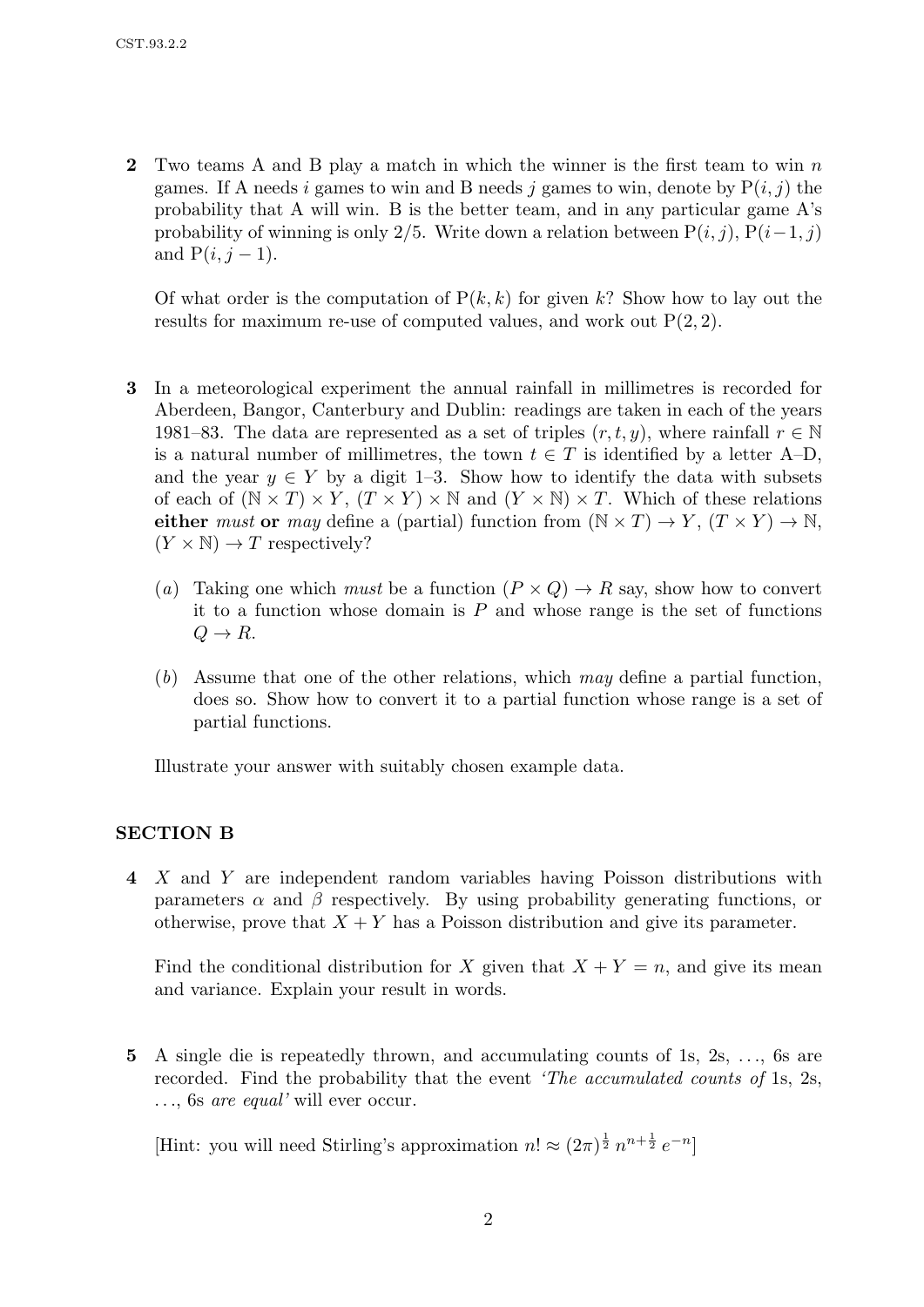**2** Two teams A and B play a match in which the winner is the first team to win $n$ games. If A needs $i$ games to win and B needs $j$ games to win, denote by $\mathrm{P}(i,j)$ the probability that A will win. B is the better team, and in any particular game A's probability of winning is only 2/5. Write down a relation between $\mathrm{P}(i,j)$, $\mathrm{P}(i-1,j)$ and $\mathrm{P}(i,j-1)$.

Of what order is the computation of $\mathrm{P}(k,k)$ for given $k$? Show how to lay out the results for maximum re-use of computed values, and work out $\mathrm{P}(2,2)$.

**3** In a meteorological experiment the annual rainfall in millimetres is recorded for Aberdeen, Bangor, Canterbury and Dublin: readings are taken in each of the years 1981–83. The data are represented as a set of triples $(r,t,y)$, where rainfall $r \in \mathbb{N}$ is a natural number of millimetres, the town $t \in T$ is identified by a letter A–D, and the year $y \in Y$ by a digit 1–3. Show how to identify the data with subsets of each of $(\mathbb{N} \times T) \times Y$, $(T \times Y) \times \mathbb{N}$ and $(Y \times \mathbb{N}) \times T$. Which of these relations **either** *must* **or** *may* define a (partial) function from $(\mathbb{N} \times T) \to Y$, $(T \times Y) \to \mathbb{N}$, $(Y \times \mathbb{N}) \to T$ respectively?

(*a*) Taking one which *must* be a function $(P \times Q) \to R$ say, show how to convert it to a function whose domain is $P$ and whose range is the set of functions $Q \to R$.

(*b*) Assume that one of the other relations, which *may* define a partial function, does so. Show how to convert it to a partial function whose range is a set of partial functions.

Illustrate your answer with suitably chosen example data.

## SECTION B

**4** $X$ and $Y$ are independent random variables having Poisson distributions with parameters $\alpha$ and $\beta$ respectively. By using probability generating functions, or otherwise, prove that $X+Y$ has a Poisson distribution and give its parameter.

Find the conditional distribution for $X$ given that $X+Y=n$, and give its mean and variance. Explain your result in words.

**5** A single die is repeatedly thrown, and accumulating counts of 1s, 2s, …, 6s are recorded. Find the probability that the event *'The accumulated counts of* 1s, 2s, …, 6s *are equal'* will ever occur.

[Hint: you will need Stirling's approximation $n! \approx (2\pi)^{\frac{1}{2}}\, n^{n+\frac{1}{2}}\, e^{-n}$]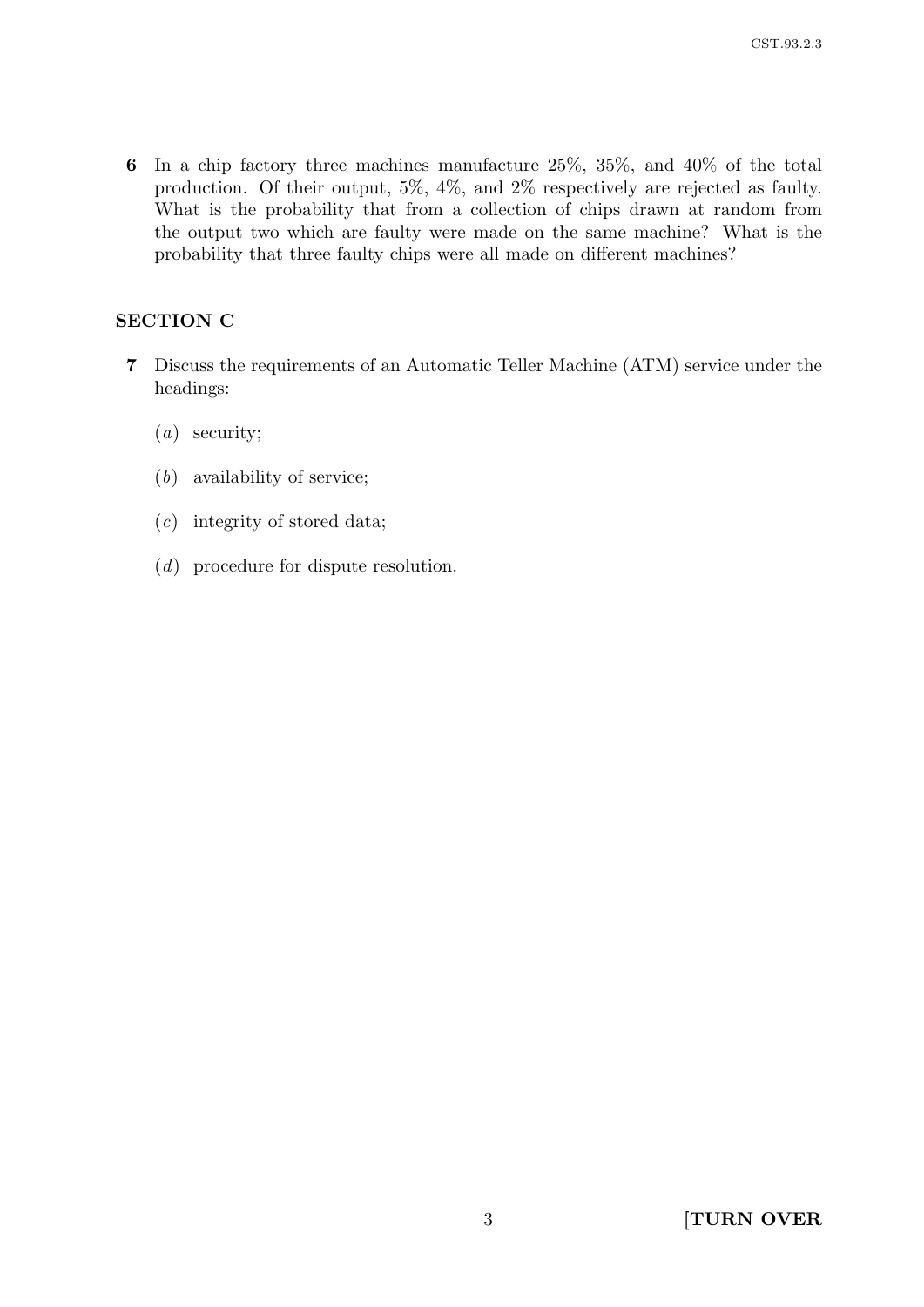**6** In a chip factory three machines manufacture 25%, 35%, and 40% of the total production. Of their output, 5%, 4%, and 2% respectively are rejected as faulty. What is the probability that from a collection of chips drawn at random from the output two which are faulty were made on the same machine? What is the probability that three faulty chips were all made on different machines?

## SECTION C

**7** Discuss the requirements of an Automatic Teller Machine (ATM) service under the headings:

(*a*) security;

(*b*) availability of service;

(*c*) integrity of stored data;

(*d*) procedure for dispute resolution.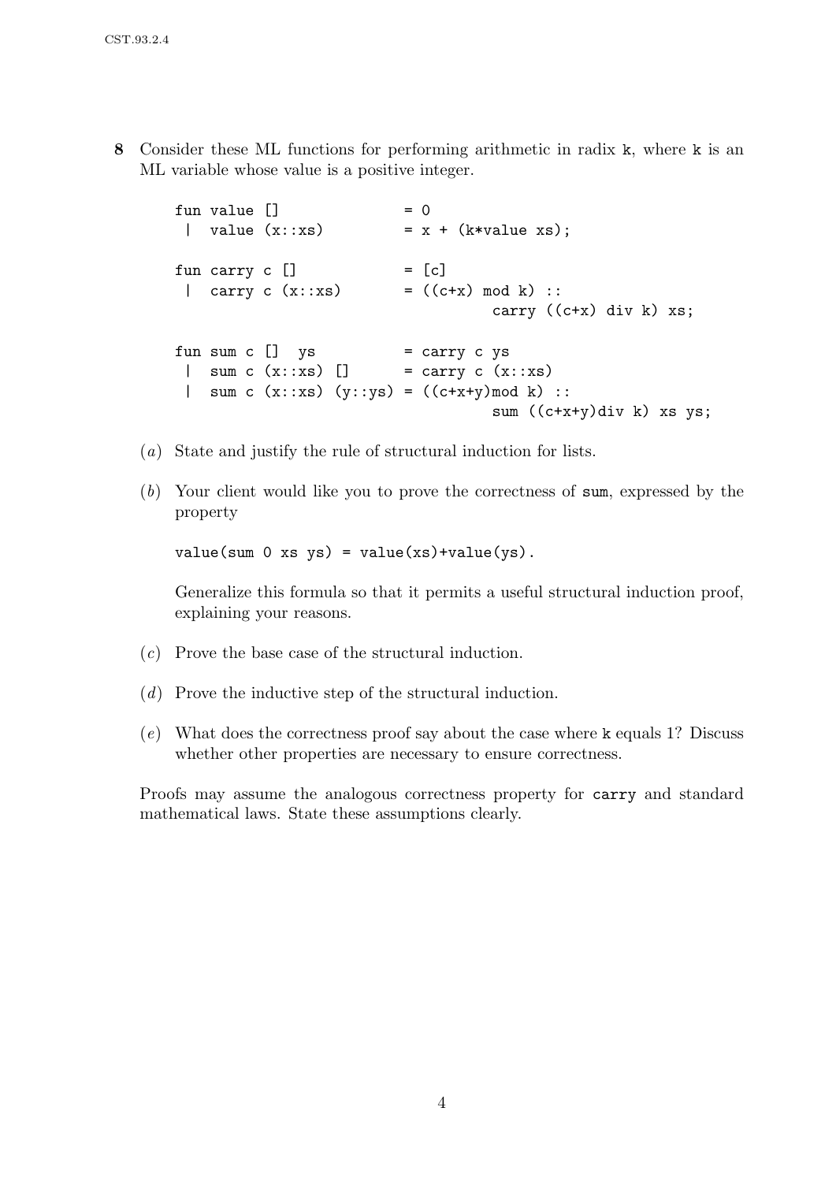8 Consider these ML functions for performing arithmetic in radix k, where k is an ML variable whose value is a positive integer.

```
fun value []              = 0
 |  value (x::xs)         = x + (k*value xs);

fun carry c []            = [c]
 |  carry c (x::xs)       = ((c+x) mod k) ::
                                carry ((c+x) div k) xs;

fun sum c []  ys          = carry c ys
 |  sum c (x::xs) []      = carry c (x::xs)
 |  sum c (x::xs) (y::ys) = ((c+x+y)mod k) ::
                                sum ((c+x+y)div k) xs ys;
```

(*a*) State and justify the rule of structural induction for lists.

(*b*) Your client would like you to prove the correctness of `sum`, expressed by the property

`value(sum 0 xs ys) = value(xs)+value(ys).`

Generalize this formula so that it permits a useful structural induction proof, explaining your reasons.

(*c*) Prove the base case of the structural induction.

(*d*) Prove the inductive step of the structural induction.

(*e*) What does the correctness proof say about the case where `k` equals 1? Discuss whether other properties are necessary to ensure correctness.

Proofs may assume the analogous correctness property for `carry` and standard mathematical laws. State these assumptions clearly.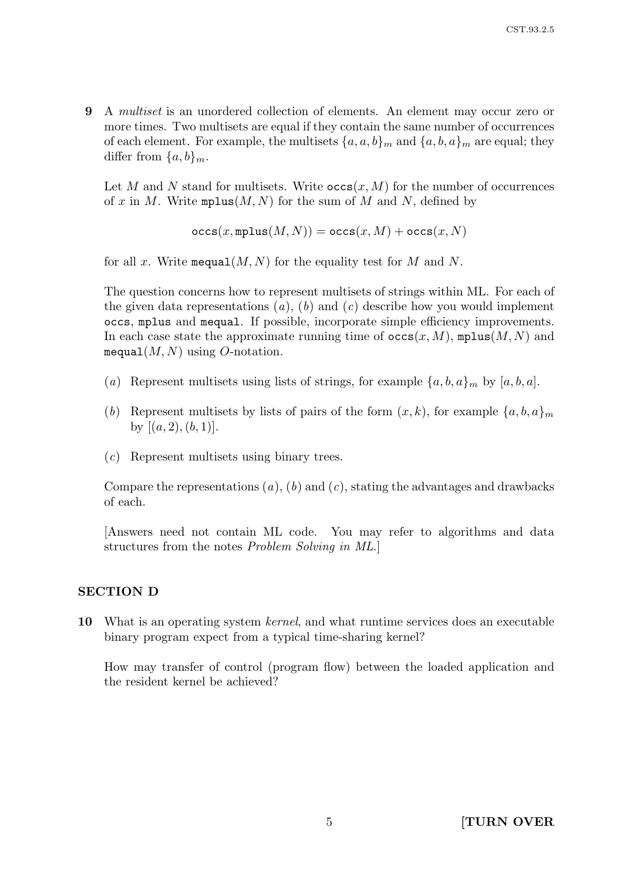**9** A *multiset* is an unordered collection of elements. An element may occur zero or more times. Two multisets are equal if they contain the same number of occurrences of each element. For example, the multisets $\{a, a, b\}_m$ and $\{a, b, a\}_m$ are equal; they differ from $\{a, b\}_m$.

Let $M$ and $N$ stand for multisets. Write `occs`$(x, M)$ for the number of occurrences of $x$ in $M$. Write `mplus`$(M, N)$ for the sum of $M$ and $N$, defined by

$$\texttt{occs}(x, \texttt{mplus}(M, N)) = \texttt{occs}(x, M) + \texttt{occs}(x, N)$$

for all $x$. Write `mequal`$(M, N)$ for the equality test for $M$ and $N$.

The question concerns how to represent multisets of strings within ML. For each of the given data representations $(a)$, $(b)$ and $(c)$ describe how you would implement `occs`, `mplus` and `mequal`. If possible, incorporate simple efficiency improvements. In each case state the approximate running time of `occs`$(x, M)$, `mplus`$(M, N)$ and `mequal`$(M, N)$ using $O$-notation.

($a$) Represent multisets using lists of strings, for example $\{a, b, a\}_m$ by $[a, b, a]$.

($b$) Represent multisets by lists of pairs of the form $(x, k)$, for example $\{a, b, a\}_m$ by $[(a, 2), (b, 1)]$.

($c$) Represent multisets using binary trees.

Compare the representations $(a)$, $(b)$ and $(c)$, stating the advantages and drawbacks of each.

[Answers need not contain ML code. You may refer to algorithms and data structures from the notes *Problem Solving in ML*.]

## SECTION D

**10** What is an operating system *kernel*, and what runtime services does an executable binary program expect from a typical time-sharing kernel?

How may transfer of control (program flow) between the loaded application and the resident kernel be achieved?

**[TURN OVER**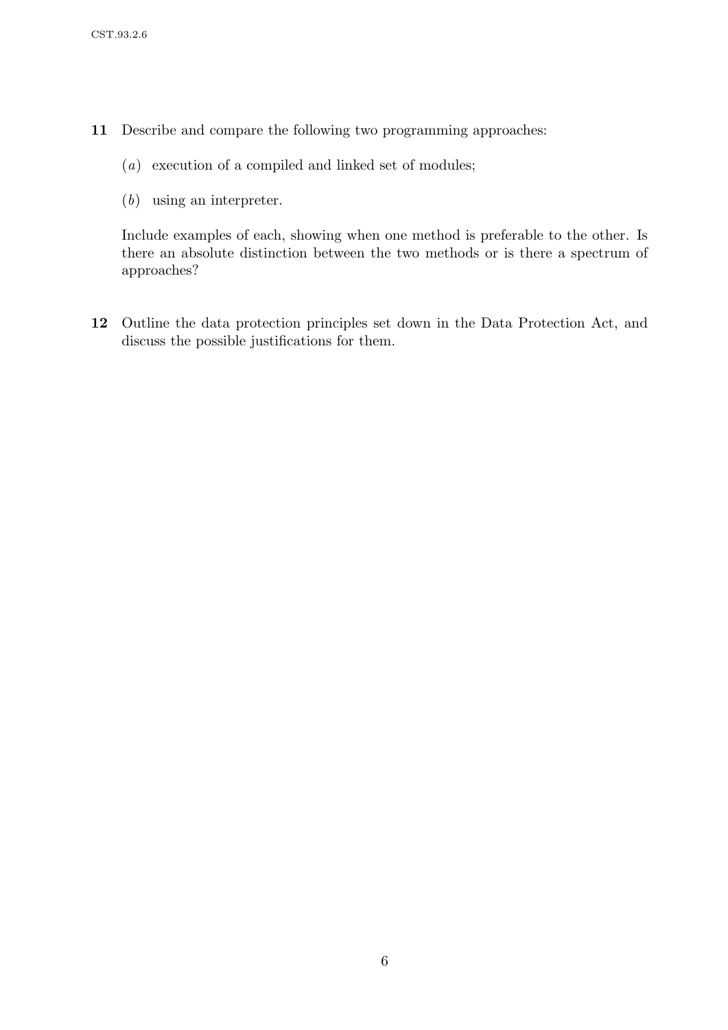**11** Describe and compare the following two programming approaches:

(*a*) execution of a compiled and linked set of modules;

(*b*) using an interpreter.

Include examples of each, showing when one method is preferable to the other. Is there an absolute distinction between the two methods or is there a spectrum of approaches?

**12** Outline the data protection principles set down in the Data Protection Act, and discuss the possible justifications for them.